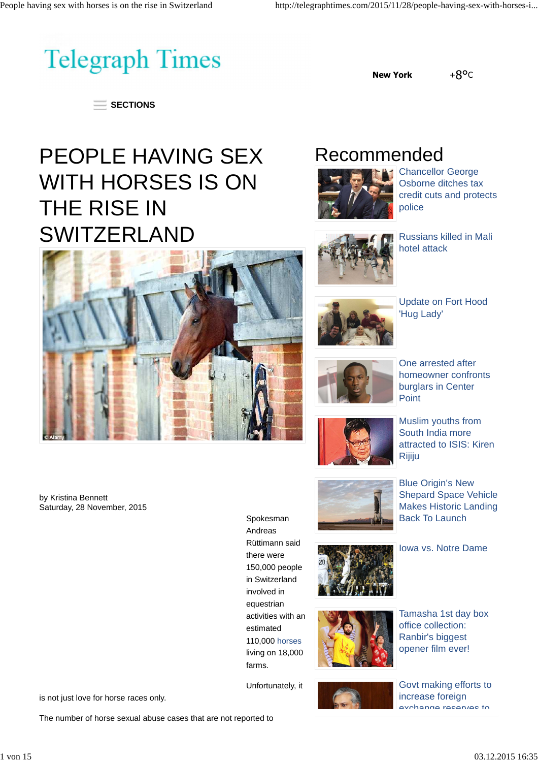Telegraph Times

New York +8°C

SECTIONS

# PEOPLE HAVING SEX WITH HORSES IS ON THE RISE IN SWITZERLAND

© Alamy

by Kristina Bennett
Saturday, 28 November, 2015

Spokesman Andreas Rüttimann said there were 150,000 people in Switzerland involved in equestrian activities with an estimated 110,000 horses living on 18,000 farms.

Unfortunately, it is not just love for horse races only.

The number of horse sexual abuse cases that are not reported to

## Recommended

- Chancellor George Osborne ditches tax credit cuts and protects police
- Russians killed in Mali hotel attack
- Update on Fort Hood 'Hug Lady'
- One arrested after homeowner confronts burglars in Center Point
- Muslim youths from South India more attracted to ISIS: Kiren Rijiju
- Blue Origin's New Shepard Space Vehicle Makes Historic Landing Back To Launch
- Iowa vs. Notre Dame
- Tamasha 1st day box office collection: Ranbir's biggest opener film ever!
- Govt making efforts to increase foreign exchange reserves to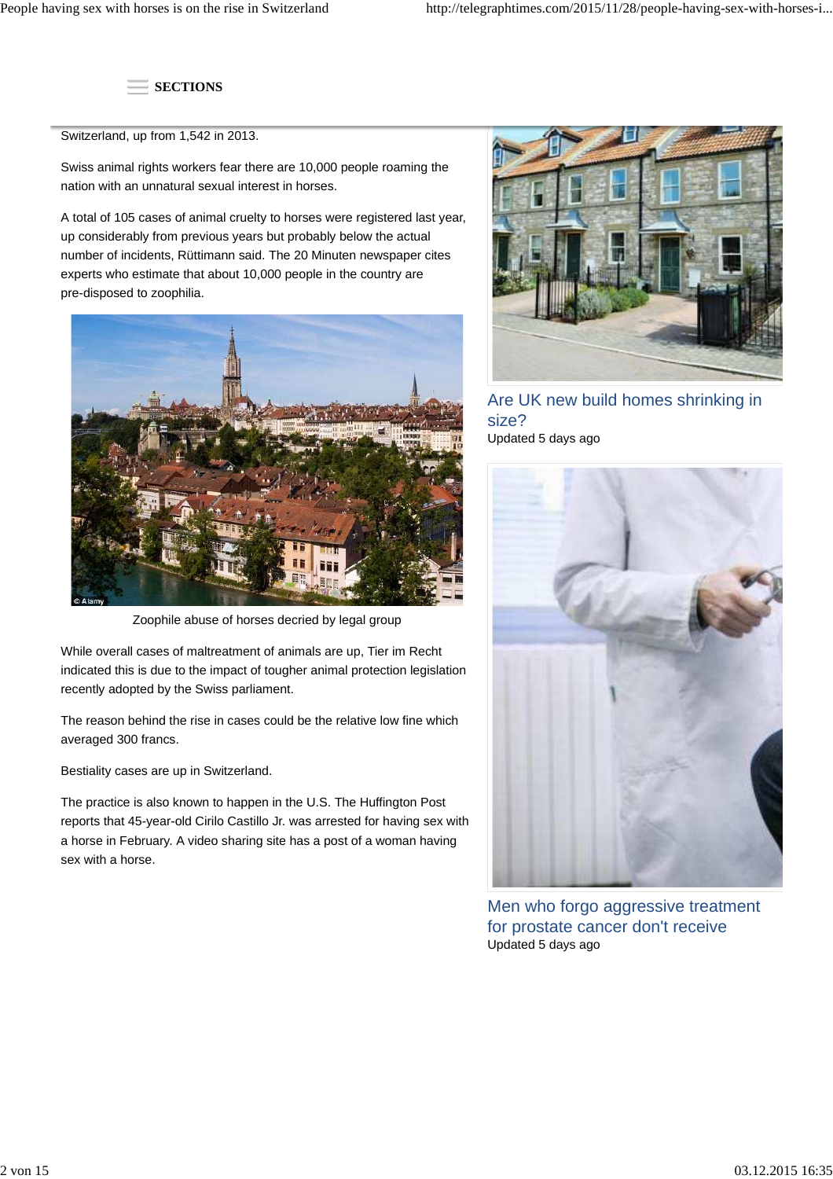SECTIONS

Switzerland, up from 1,542 in 2013.

Swiss animal rights workers fear there are 10,000 people roaming the nation with an unnatural sexual interest in horses.

A total of 105 cases of animal cruelty to horses were registered last year, up considerably from previous years but probably below the actual number of incidents, Rüttimann said. The 20 Minuten newspaper cites experts who estimate that about 10,000 people in the country are pre-disposed to zoophilia.

© Alamy

Zoophile abuse of horses decried by legal group

While overall cases of maltreatment of animals are up, Tier im Recht indicated this is due to the impact of tougher animal protection legislation recently adopted by the Swiss parliament.

The reason behind the rise in cases could be the relative low fine which averaged 300 francs.

Bestiality cases are up in Switzerland.

The practice is also known to happen in the U.S. The Huffington Post reports that 45-year-old Cirilo Castillo Jr. was arrested for having sex with a horse in February. A video sharing site has a post of a woman having sex with a horse.

Are UK new build homes shrinking in size?

Updated 5 days ago

Men who forgo aggressive treatment for prostate cancer don't receive

Updated 5 days ago